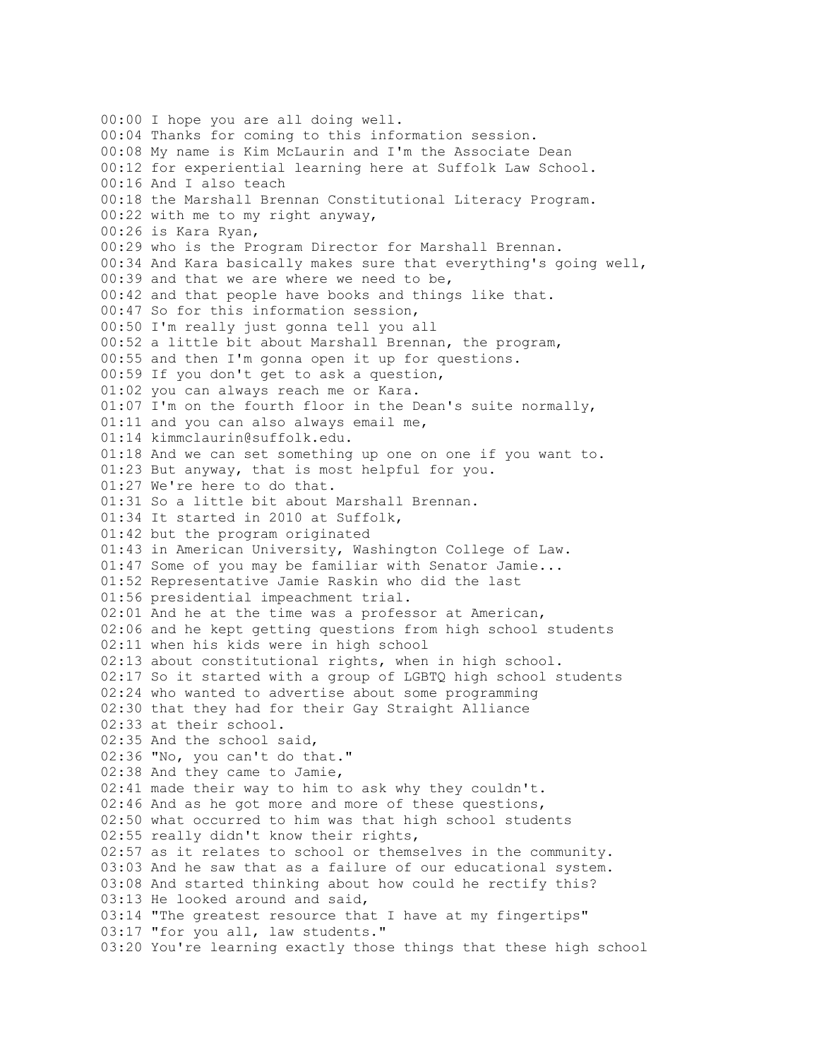00:00 I hope you are all doing well.
00:04 Thanks for coming to this information session.
00:08 My name is Kim McLaurin and I'm the Associate Dean
00:12 for experiential learning here at Suffolk Law School.
00:16 And I also teach
00:18 the Marshall Brennan Constitutional Literacy Program.
00:22 with me to my right anyway,
00:26 is Kara Ryan,
00:29 who is the Program Director for Marshall Brennan.
00:34 And Kara basically makes sure that everything's going well,
00:39 and that we are where we need to be,
00:42 and that people have books and things like that.
00:47 So for this information session,
00:50 I'm really just gonna tell you all
00:52 a little bit about Marshall Brennan, the program,
00:55 and then I'm gonna open it up for questions.
00:59 If you don't get to ask a question,
01:02 you can always reach me or Kara.
01:07 I'm on the fourth floor in the Dean's suite normally,
01:11 and you can also always email me,
01:14 kimmclaurin@suffolk.edu.
01:18 And we can set something up one on one if you want to.
01:23 But anyway, that is most helpful for you.
01:27 We're here to do that.
01:31 So a little bit about Marshall Brennan.
01:34 It started in 2010 at Suffolk,
01:42 but the program originated
01:43 in American University, Washington College of Law.
01:47 Some of you may be familiar with Senator Jamie...
01:52 Representative Jamie Raskin who did the last
01:56 presidential impeachment trial.
02:01 And he at the time was a professor at American,
02:06 and he kept getting questions from high school students
02:11 when his kids were in high school
02:13 about constitutional rights, when in high school.
02:17 So it started with a group of LGBTQ high school students
02:24 who wanted to advertise about some programming
02:30 that they had for their Gay Straight Alliance
02:33 at their school.
02:35 And the school said,
02:36 "No, you can't do that."
02:38 And they came to Jamie,
02:41 made their way to him to ask why they couldn't.
02:46 And as he got more and more of these questions,
02:50 what occurred to him was that high school students
02:55 really didn't know their rights,
02:57 as it relates to school or themselves in the community.
03:03 And he saw that as a failure of our educational system.
03:08 And started thinking about how could he rectify this?
03:13 He looked around and said,
03:14 "The greatest resource that I have at my fingertips"
03:17 "for you all, law students."
03:20 You're learning exactly those things that these high school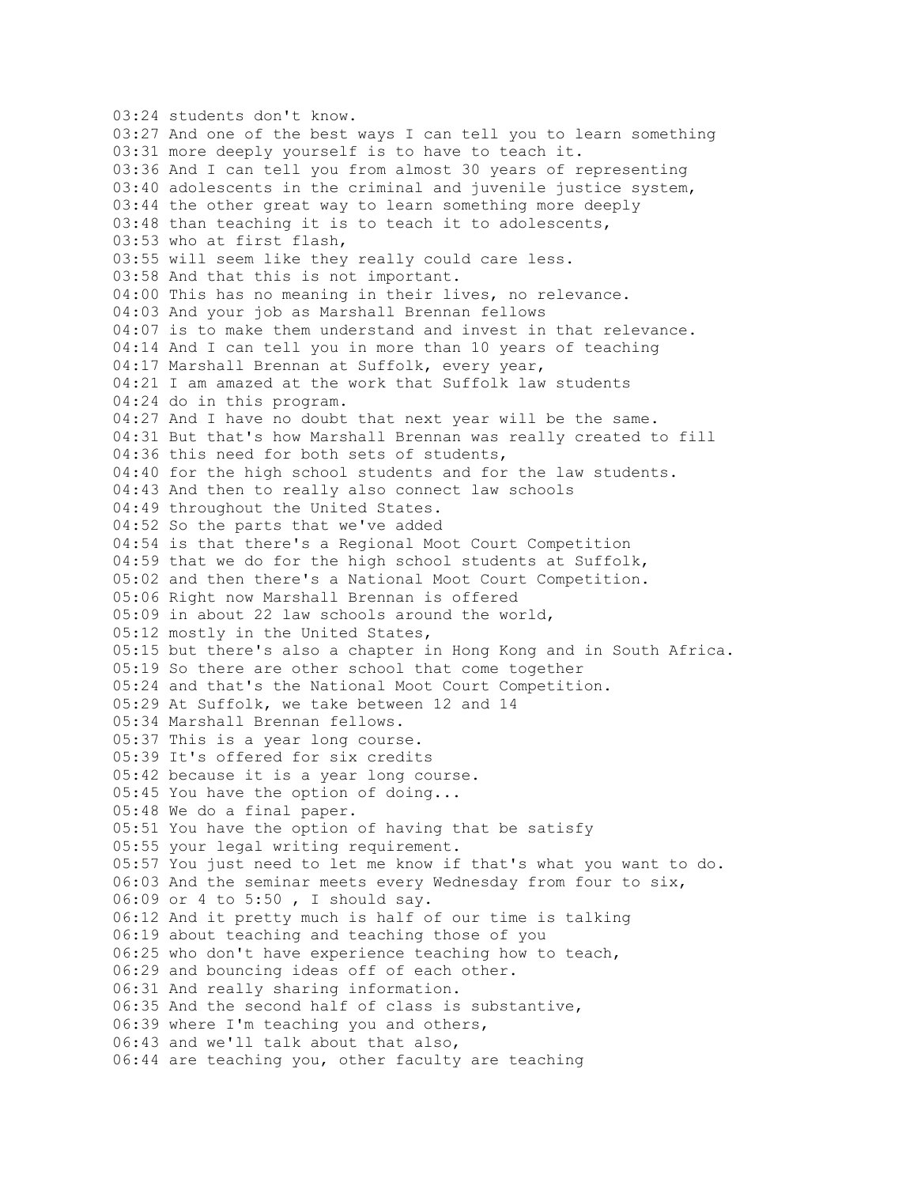03:24 students don't know.
03:27 And one of the best ways I can tell you to learn something
03:31 more deeply yourself is to have to teach it.
03:36 And I can tell you from almost 30 years of representing
03:40 adolescents in the criminal and juvenile justice system,
03:44 the other great way to learn something more deeply
03:48 than teaching it is to teach it to adolescents,
03:53 who at first flash,
03:55 will seem like they really could care less.
03:58 And that this is not important.
04:00 This has no meaning in their lives, no relevance.
04:03 And your job as Marshall Brennan fellows
04:07 is to make them understand and invest in that relevance.
04:14 And I can tell you in more than 10 years of teaching
04:17 Marshall Brennan at Suffolk, every year,
04:21 I am amazed at the work that Suffolk law students
04:24 do in this program.
04:27 And I have no doubt that next year will be the same.
04:31 But that's how Marshall Brennan was really created to fill
04:36 this need for both sets of students,
04:40 for the high school students and for the law students.
04:43 And then to really also connect law schools
04:49 throughout the United States.
04:52 So the parts that we've added
04:54 is that there's a Regional Moot Court Competition
04:59 that we do for the high school students at Suffolk,
05:02 and then there's a National Moot Court Competition.
05:06 Right now Marshall Brennan is offered
05:09 in about 22 law schools around the world,
05:12 mostly in the United States,
05:15 but there's also a chapter in Hong Kong and in South Africa.
05:19 So there are other school that come together
05:24 and that's the National Moot Court Competition.
05:29 At Suffolk, we take between 12 and 14
05:34 Marshall Brennan fellows.
05:37 This is a year long course.
05:39 It's offered for six credits
05:42 because it is a year long course.
05:45 You have the option of doing...
05:48 We do a final paper.
05:51 You have the option of having that be satisfy
05:55 your legal writing requirement.
05:57 You just need to let me know if that's what you want to do.
06:03 And the seminar meets every Wednesday from four to six,
06:09 or 4 to 5:50 , I should say.
06:12 And it pretty much is half of our time is talking
06:19 about teaching and teaching those of you
06:25 who don't have experience teaching how to teach,
06:29 and bouncing ideas off of each other.
06:31 And really sharing information.
06:35 And the second half of class is substantive,
06:39 where I'm teaching you and others,
06:43 and we'll talk about that also,
06:44 are teaching you, other faculty are teaching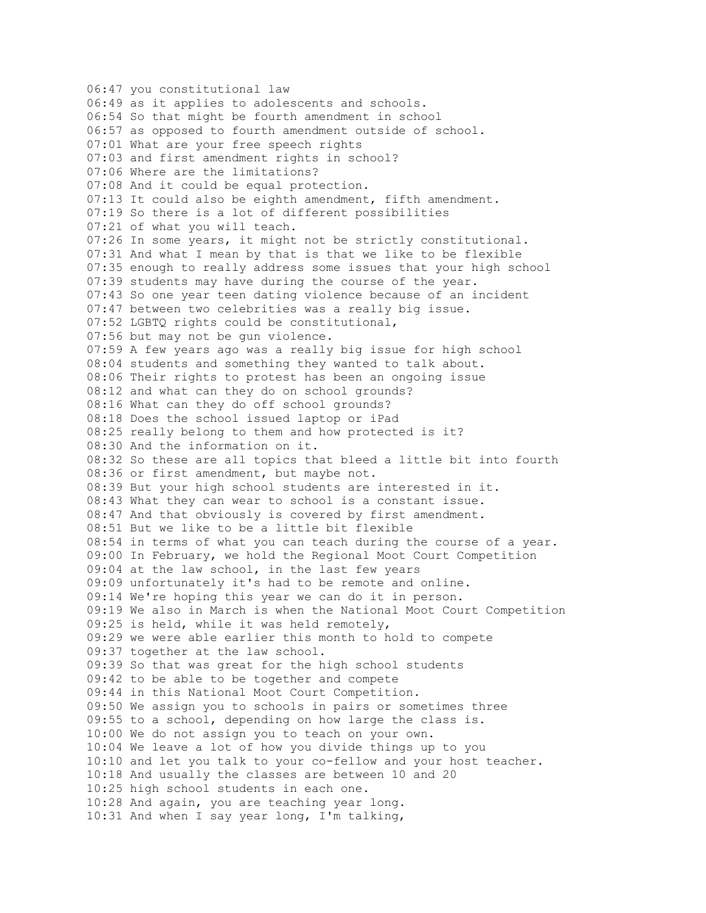06:47 you constitutional law
06:49 as it applies to adolescents and schools.
06:54 So that might be fourth amendment in school
06:57 as opposed to fourth amendment outside of school.
07:01 What are your free speech rights
07:03 and first amendment rights in school?
07:06 Where are the limitations?
07:08 And it could be equal protection.
07:13 It could also be eighth amendment, fifth amendment.
07:19 So there is a lot of different possibilities
07:21 of what you will teach.
07:26 In some years, it might not be strictly constitutional.
07:31 And what I mean by that is that we like to be flexible
07:35 enough to really address some issues that your high school
07:39 students may have during the course of the year.
07:43 So one year teen dating violence because of an incident
07:47 between two celebrities was a really big issue.
07:52 LGBTQ rights could be constitutional,
07:56 but may not be gun violence.
07:59 A few years ago was a really big issue for high school
08:04 students and something they wanted to talk about.
08:06 Their rights to protest has been an ongoing issue
08:12 and what can they do on school grounds?
08:16 What can they do off school grounds?
08:18 Does the school issued laptop or iPad
08:25 really belong to them and how protected is it?
08:30 And the information on it.
08:32 So these are all topics that bleed a little bit into fourth
08:36 or first amendment, but maybe not.
08:39 But your high school students are interested in it.
08:43 What they can wear to school is a constant issue.
08:47 And that obviously is covered by first amendment.
08:51 But we like to be a little bit flexible
08:54 in terms of what you can teach during the course of a year.
09:00 In February, we hold the Regional Moot Court Competition
09:04 at the law school, in the last few years
09:09 unfortunately it's had to be remote and online.
09:14 We're hoping this year we can do it in person.
09:19 We also in March is when the National Moot Court Competition
09:25 is held, while it was held remotely,
09:29 we were able earlier this month to hold to compete
09:37 together at the law school.
09:39 So that was great for the high school students
09:42 to be able to be together and compete
09:44 in this National Moot Court Competition.
09:50 We assign you to schools in pairs or sometimes three
09:55 to a school, depending on how large the class is.
10:00 We do not assign you to teach on your own.
10:04 We leave a lot of how you divide things up to you
10:10 and let you talk to your co-fellow and your host teacher.
10:18 And usually the classes are between 10 and 20
10:25 high school students in each one.
10:28 And again, you are teaching year long.
10:31 And when I say year long, I'm talking,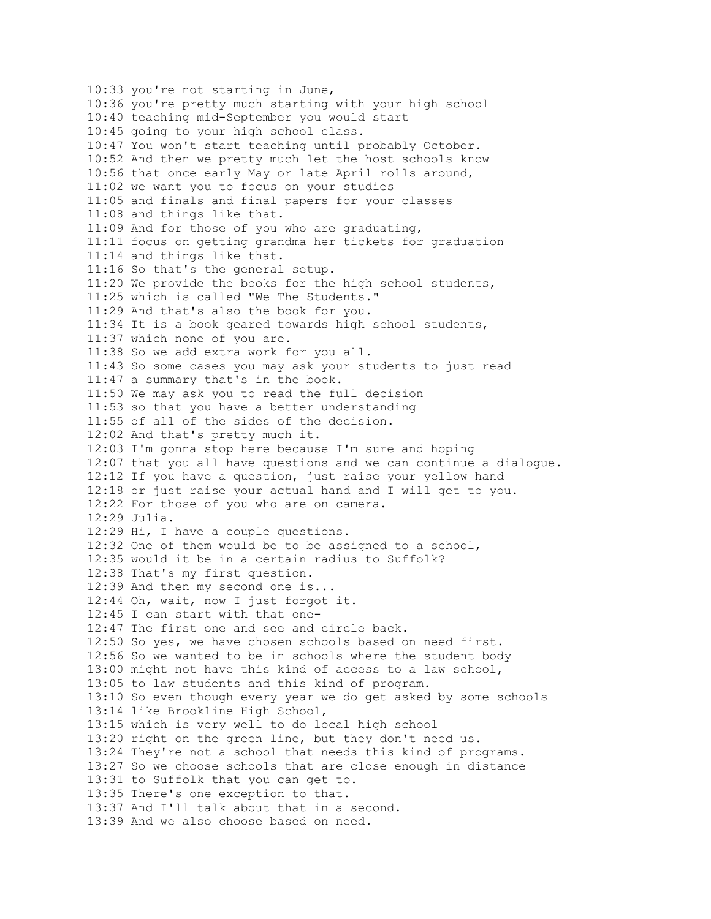10:33 you're not starting in June,
10:36 you're pretty much starting with your high school
10:40 teaching mid-September you would start
10:45 going to your high school class.
10:47 You won't start teaching until probably October.
10:52 And then we pretty much let the host schools know
10:56 that once early May or late April rolls around,
11:02 we want you to focus on your studies
11:05 and finals and final papers for your classes
11:08 and things like that.
11:09 And for those of you who are graduating,
11:11 focus on getting grandma her tickets for graduation
11:14 and things like that.
11:16 So that's the general setup.
11:20 We provide the books for the high school students,
11:25 which is called "We The Students."
11:29 And that's also the book for you.
11:34 It is a book geared towards high school students,
11:37 which none of you are.
11:38 So we add extra work for you all.
11:43 So some cases you may ask your students to just read
11:47 a summary that's in the book.
11:50 We may ask you to read the full decision
11:53 so that you have a better understanding
11:55 of all of the sides of the decision.
12:02 And that's pretty much it.
12:03 I'm gonna stop here because I'm sure and hoping
12:07 that you all have questions and we can continue a dialogue.
12:12 If you have a question, just raise your yellow hand
12:18 or just raise your actual hand and I will get to you.
12:22 For those of you who are on camera.
12:29 Julia.
12:29 Hi, I have a couple questions.
12:32 One of them would be to be assigned to a school,
12:35 would it be in a certain radius to Suffolk?
12:38 That's my first question.
12:39 And then my second one is...
12:44 Oh, wait, now I just forgot it.
12:45 I can start with that one-
12:47 The first one and see and circle back.
12:50 So yes, we have chosen schools based on need first.
12:56 So we wanted to be in schools where the student body
13:00 might not have this kind of access to a law school,
13:05 to law students and this kind of program.
13:10 So even though every year we do get asked by some schools
13:14 like Brookline High School,
13:15 which is very well to do local high school
13:20 right on the green line, but they don't need us.
13:24 They're not a school that needs this kind of programs.
13:27 So we choose schools that are close enough in distance
13:31 to Suffolk that you can get to.
13:35 There's one exception to that.
13:37 And I'll talk about that in a second.
13:39 And we also choose based on need.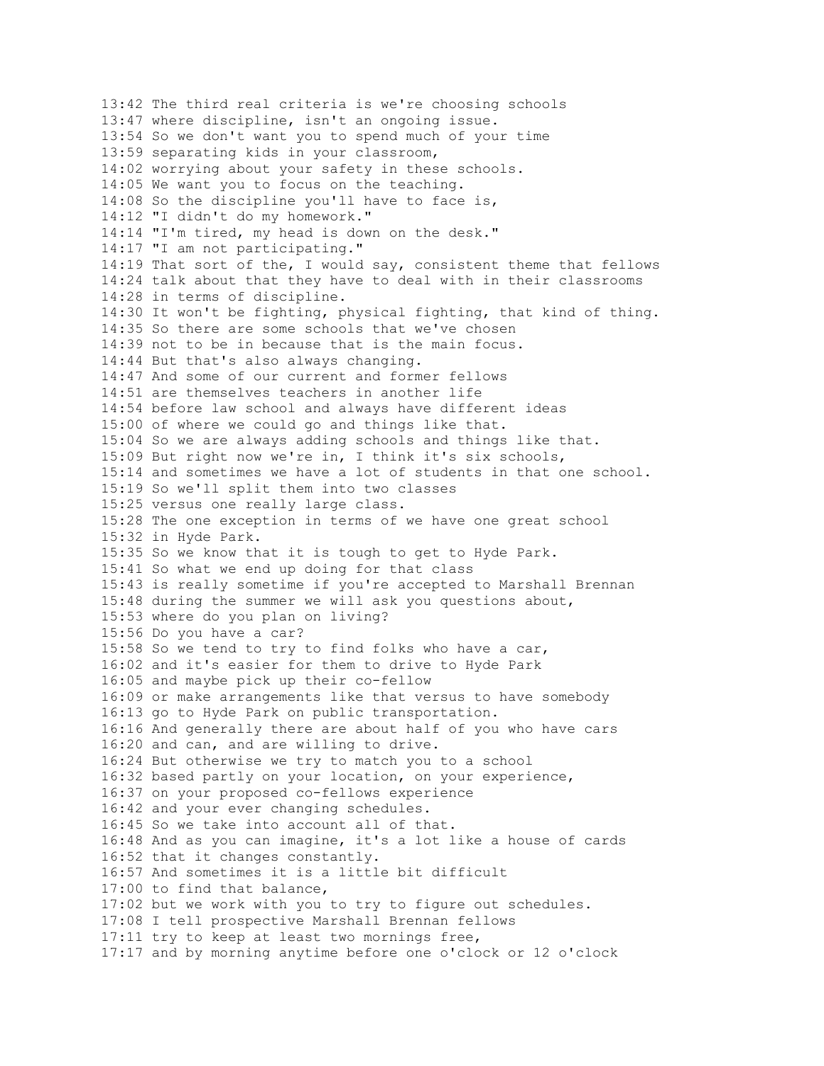13:42 The third real criteria is we're choosing schools
13:47 where discipline, isn't an ongoing issue.
13:54 So we don't want you to spend much of your time
13:59 separating kids in your classroom,
14:02 worrying about your safety in these schools.
14:05 We want you to focus on the teaching.
14:08 So the discipline you'll have to face is,
14:12 "I didn't do my homework."
14:14 "I'm tired, my head is down on the desk."
14:17 "I am not participating."
14:19 That sort of the, I would say, consistent theme that fellows
14:24 talk about that they have to deal with in their classrooms
14:28 in terms of discipline.
14:30 It won't be fighting, physical fighting, that kind of thing.
14:35 So there are some schools that we've chosen
14:39 not to be in because that is the main focus.
14:44 But that's also always changing.
14:47 And some of our current and former fellows
14:51 are themselves teachers in another life
14:54 before law school and always have different ideas
15:00 of where we could go and things like that.
15:04 So we are always adding schools and things like that.
15:09 But right now we're in, I think it's six schools,
15:14 and sometimes we have a lot of students in that one school.
15:19 So we'll split them into two classes
15:25 versus one really large class.
15:28 The one exception in terms of we have one great school
15:32 in Hyde Park.
15:35 So we know that it is tough to get to Hyde Park.
15:41 So what we end up doing for that class
15:43 is really sometime if you're accepted to Marshall Brennan
15:48 during the summer we will ask you questions about,
15:53 where do you plan on living?
15:56 Do you have a car?
15:58 So we tend to try to find folks who have a car,
16:02 and it's easier for them to drive to Hyde Park
16:05 and maybe pick up their co-fellow
16:09 or make arrangements like that versus to have somebody
16:13 go to Hyde Park on public transportation.
16:16 And generally there are about half of you who have cars
16:20 and can, and are willing to drive.
16:24 But otherwise we try to match you to a school
16:32 based partly on your location, on your experience,
16:37 on your proposed co-fellows experience
16:42 and your ever changing schedules.
16:45 So we take into account all of that.
16:48 And as you can imagine, it's a lot like a house of cards
16:52 that it changes constantly.
16:57 And sometimes it is a little bit difficult
17:00 to find that balance,
17:02 but we work with you to try to figure out schedules.
17:08 I tell prospective Marshall Brennan fellows
17:11 try to keep at least two mornings free,
17:17 and by morning anytime before one o'clock or 12 o'clock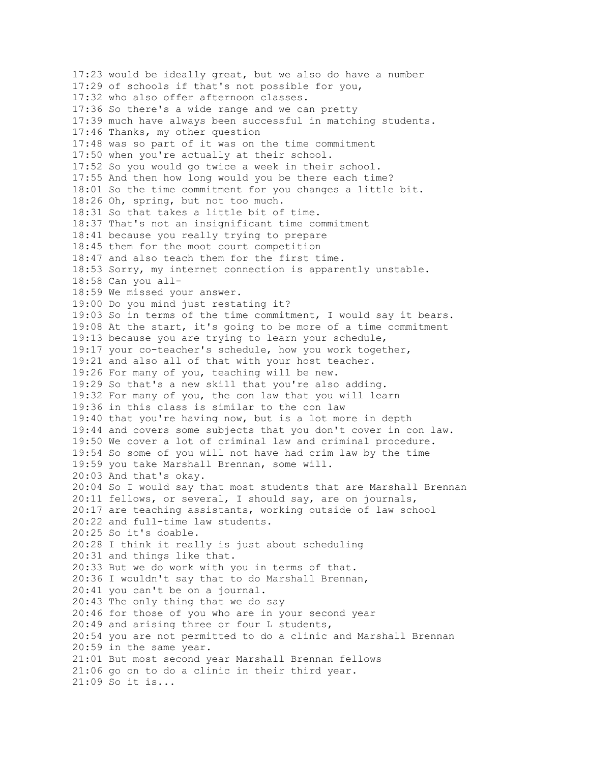17:23 would be ideally great, but we also do have a number
17:29 of schools if that's not possible for you,
17:32 who also offer afternoon classes.
17:36 So there's a wide range and we can pretty
17:39 much have always been successful in matching students.
17:46 Thanks, my other question
17:48 was so part of it was on the time commitment
17:50 when you're actually at their school.
17:52 So you would go twice a week in their school.
17:55 And then how long would you be there each time?
18:01 So the time commitment for you changes a little bit.
18:26 Oh, spring, but not too much.
18:31 So that takes a little bit of time.
18:37 That's not an insignificant time commitment
18:41 because you really trying to prepare
18:45 them for the moot court competition
18:47 and also teach them for the first time.
18:53 Sorry, my internet connection is apparently unstable.
18:58 Can you all-
18:59 We missed your answer.
19:00 Do you mind just restating it?
19:03 So in terms of the time commitment, I would say it bears.
19:08 At the start, it's going to be more of a time commitment
19:13 because you are trying to learn your schedule,
19:17 your co-teacher's schedule, how you work together,
19:21 and also all of that with your host teacher.
19:26 For many of you, teaching will be new.
19:29 So that's a new skill that you're also adding.
19:32 For many of you, the con law that you will learn
19:36 in this class is similar to the con law
19:40 that you're having now, but is a lot more in depth
19:44 and covers some subjects that you don't cover in con law.
19:50 We cover a lot of criminal law and criminal procedure.
19:54 So some of you will not have had crim law by the time
19:59 you take Marshall Brennan, some will.
20:03 And that's okay.
20:04 So I would say that most students that are Marshall Brennan
20:11 fellows, or several, I should say, are on journals,
20:17 are teaching assistants, working outside of law school
20:22 and full-time law students.
20:25 So it's doable.
20:28 I think it really is just about scheduling
20:31 and things like that.
20:33 But we do work with you in terms of that.
20:36 I wouldn't say that to do Marshall Brennan,
20:41 you can't be on a journal.
20:43 The only thing that we do say
20:46 for those of you who are in your second year
20:49 and arising three or four L students,
20:54 you are not permitted to do a clinic and Marshall Brennan
20:59 in the same year.
21:01 But most second year Marshall Brennan fellows
21:06 go on to do a clinic in their third year.
21:09 So it is...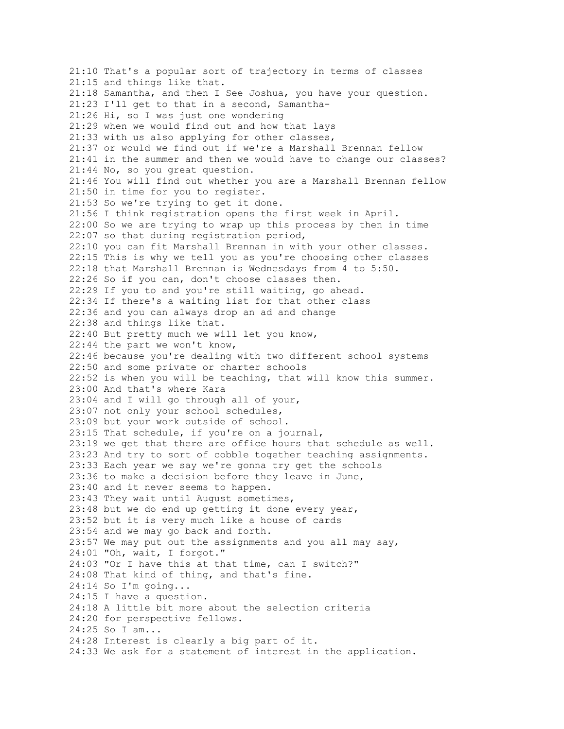21:10 That's a popular sort of trajectory in terms of classes
21:15 and things like that.
21:18 Samantha, and then I See Joshua, you have your question.
21:23 I'll get to that in a second, Samantha-
21:26 Hi, so I was just one wondering
21:29 when we would find out and how that lays
21:33 with us also applying for other classes,
21:37 or would we find out if we're a Marshall Brennan fellow
21:41 in the summer and then we would have to change our classes?
21:44 No, so you great question.
21:46 You will find out whether you are a Marshall Brennan fellow
21:50 in time for you to register.
21:53 So we're trying to get it done.
21:56 I think registration opens the first week in April.
22:00 So we are trying to wrap up this process by then in time
22:07 so that during registration period,
22:10 you can fit Marshall Brennan in with your other classes.
22:15 This is why we tell you as you're choosing other classes
22:18 that Marshall Brennan is Wednesdays from 4 to 5:50.
22:26 So if you can, don't choose classes then.
22:29 If you to and you're still waiting, go ahead.
22:34 If there's a waiting list for that other class
22:36 and you can always drop an ad and change
22:38 and things like that.
22:40 But pretty much we will let you know,
22:44 the part we won't know,
22:46 because you're dealing with two different school systems
22:50 and some private or charter schools
22:52 is when you will be teaching, that will know this summer.
23:00 And that's where Kara
23:04 and I will go through all of your,
23:07 not only your school schedules,
23:09 but your work outside of school.
23:15 That schedule, if you're on a journal,
23:19 we get that there are office hours that schedule as well.
23:23 And try to sort of cobble together teaching assignments.
23:33 Each year we say we're gonna try get the schools
23:36 to make a decision before they leave in June,
23:40 and it never seems to happen.
23:43 They wait until August sometimes,
23:48 but we do end up getting it done every year,
23:52 but it is very much like a house of cards
23:54 and we may go back and forth.
23:57 We may put out the assignments and you all may say,
24:01 "Oh, wait, I forgot."
24:03 "Or I have this at that time, can I switch?"
24:08 That kind of thing, and that's fine.
24:14 So I'm going...
24:15 I have a question.
24:18 A little bit more about the selection criteria
24:20 for perspective fellows.
24:25 So I am...
24:28 Interest is clearly a big part of it.
24:33 We ask for a statement of interest in the application.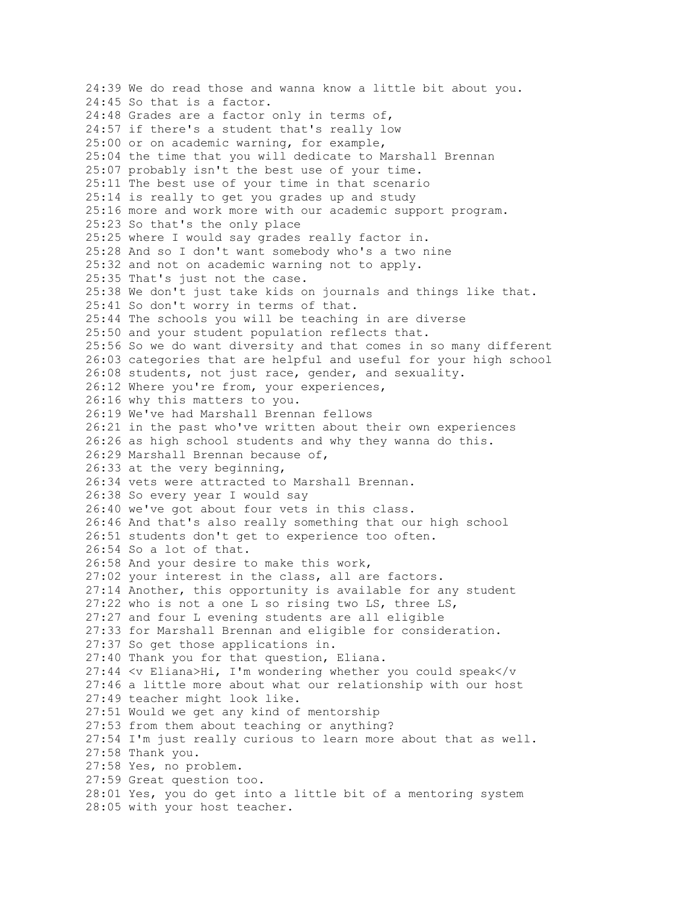24:39 We do read those and wanna know a little bit about you.
24:45 So that is a factor.
24:48 Grades are a factor only in terms of,
24:57 if there's a student that's really low
25:00 or on academic warning, for example,
25:04 the time that you will dedicate to Marshall Brennan
25:07 probably isn't the best use of your time.
25:11 The best use of your time in that scenario
25:14 is really to get you grades up and study
25:16 more and work more with our academic support program.
25:23 So that's the only place
25:25 where I would say grades really factor in.
25:28 And so I don't want somebody who's a two nine
25:32 and not on academic warning not to apply.
25:35 That's just not the case.
25:38 We don't just take kids on journals and things like that.
25:41 So don't worry in terms of that.
25:44 The schools you will be teaching in are diverse
25:50 and your student population reflects that.
25:56 So we do want diversity and that comes in so many different
26:03 categories that are helpful and useful for your high school
26:08 students, not just race, gender, and sexuality.
26:12 Where you're from, your experiences,
26:16 why this matters to you.
26:19 We've had Marshall Brennan fellows
26:21 in the past who've written about their own experiences
26:26 as high school students and why they wanna do this.
26:29 Marshall Brennan because of,
26:33 at the very beginning,
26:34 vets were attracted to Marshall Brennan.
26:38 So every year I would say
26:40 we've got about four vets in this class.
26:46 And that's also really something that our high school
26:51 students don't get to experience too often.
26:54 So a lot of that.
26:58 And your desire to make this work,
27:02 your interest in the class, all are factors.
27:14 Another, this opportunity is available for any student
27:22 who is not a one L so rising two LS, three LS,
27:27 and four L evening students are all eligible
27:33 for Marshall Brennan and eligible for consideration.
27:37 So get those applications in.
27:40 Thank you for that question, Eliana.
27:44 <v Eliana>Hi, I'm wondering whether you could speak</v
27:46 a little more about what our relationship with our host
27:49 teacher might look like.
27:51 Would we get any kind of mentorship
27:53 from them about teaching or anything?
27:54 I'm just really curious to learn more about that as well.
27:58 Thank you.
27:58 Yes, no problem.
27:59 Great question too.
28:01 Yes, you do get into a little bit of a mentoring system
28:05 with your host teacher.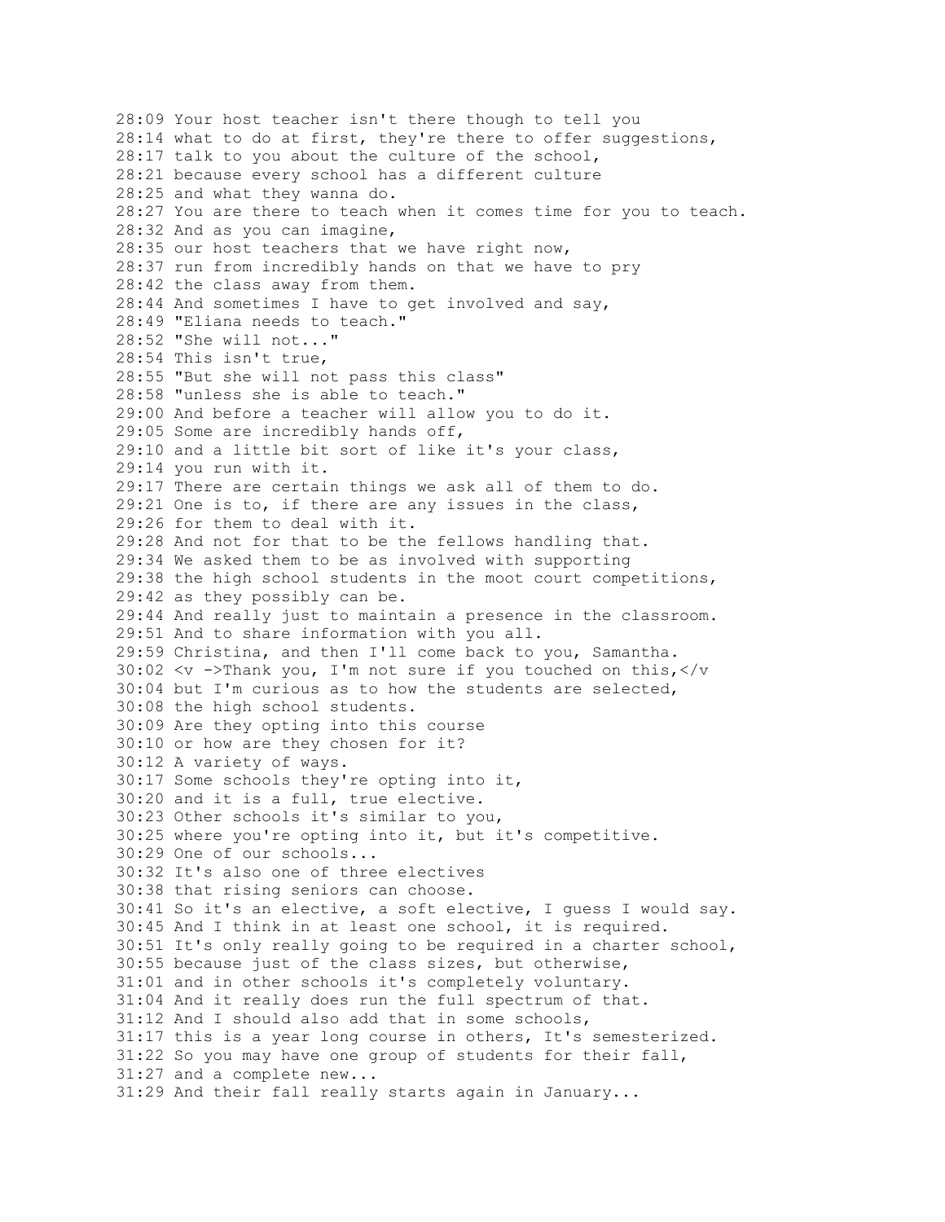28:09 Your host teacher isn't there though to tell you
28:14 what to do at first, they're there to offer suggestions,
28:17 talk to you about the culture of the school,
28:21 because every school has a different culture
28:25 and what they wanna do.
28:27 You are there to teach when it comes time for you to teach.
28:32 And as you can imagine,
28:35 our host teachers that we have right now,
28:37 run from incredibly hands on that we have to pry
28:42 the class away from them.
28:44 And sometimes I have to get involved and say,
28:49 "Eliana needs to teach."
28:52 "She will not..."
28:54 This isn't true,
28:55 "But she will not pass this class"
28:58 "unless she is able to teach."
29:00 And before a teacher will allow you to do it.
29:05 Some are incredibly hands off,
29:10 and a little bit sort of like it's your class,
29:14 you run with it.
29:17 There are certain things we ask all of them to do.
29:21 One is to, if there are any issues in the class,
29:26 for them to deal with it.
29:28 And not for that to be the fellows handling that.
29:34 We asked them to be as involved with supporting
29:38 the high school students in the moot court competitions,
29:42 as they possibly can be.
29:44 And really just to maintain a presence in the classroom.
29:51 And to share information with you all.
29:59 Christina, and then I'll come back to you, Samantha.
30:02 <v ->Thank you, I'm not sure if you touched on this,</v
30:04 but I'm curious as to how the students are selected,
30:08 the high school students.
30:09 Are they opting into this course
30:10 or how are they chosen for it?
30:12 A variety of ways.
30:17 Some schools they're opting into it,
30:20 and it is a full, true elective.
30:23 Other schools it's similar to you,
30:25 where you're opting into it, but it's competitive.
30:29 One of our schools...
30:32 It's also one of three electives
30:38 that rising seniors can choose.
30:41 So it's an elective, a soft elective, I guess I would say.
30:45 And I think in at least one school, it is required.
30:51 It's only really going to be required in a charter school,
30:55 because just of the class sizes, but otherwise,
31:01 and in other schools it's completely voluntary.
31:04 And it really does run the full spectrum of that.
31:12 And I should also add that in some schools,
31:17 this is a year long course in others, It's semesterized.
31:22 So you may have one group of students for their fall,
31:27 and a complete new...
31:29 And their fall really starts again in January...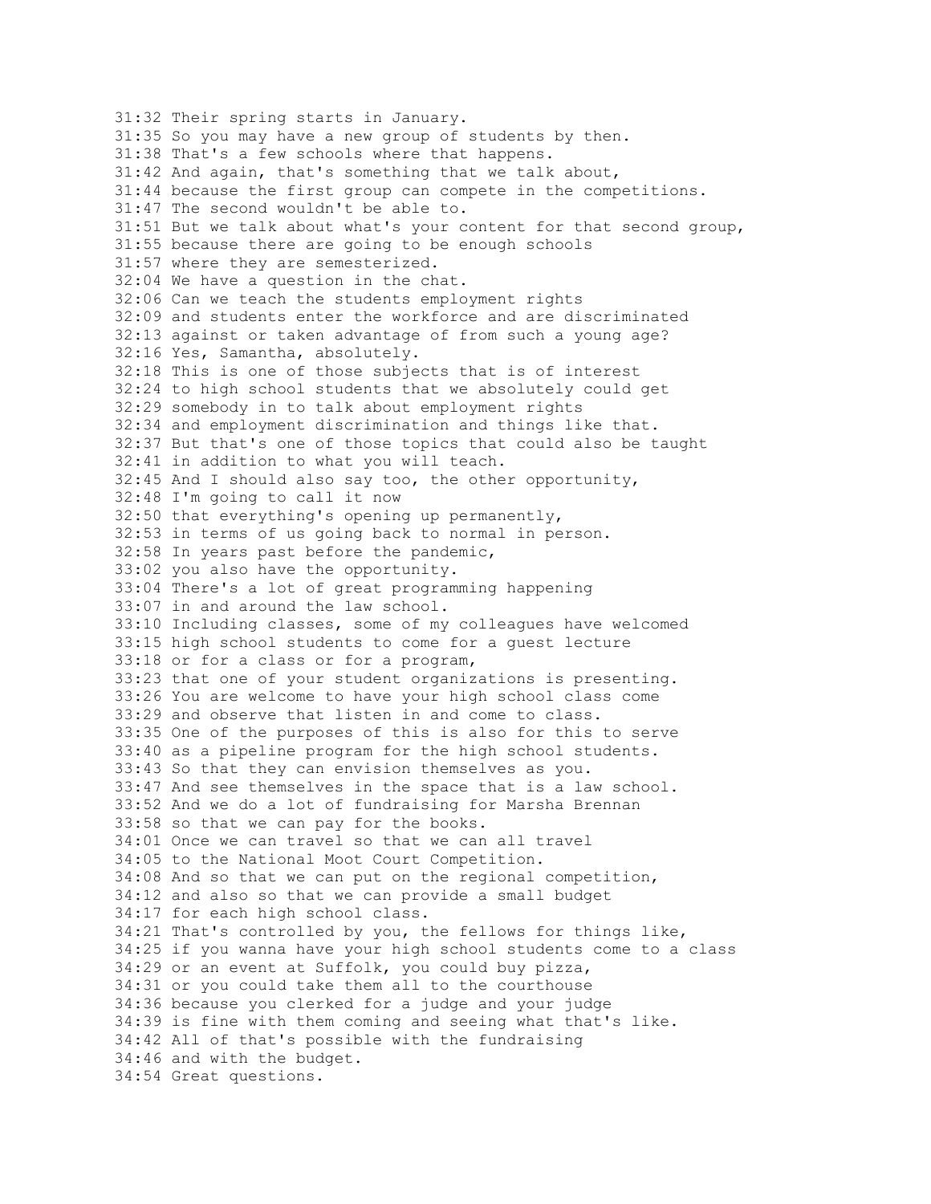31:32 Their spring starts in January.
31:35 So you may have a new group of students by then.
31:38 That's a few schools where that happens.
31:42 And again, that's something that we talk about,
31:44 because the first group can compete in the competitions.
31:47 The second wouldn't be able to.
31:51 But we talk about what's your content for that second group,
31:55 because there are going to be enough schools
31:57 where they are semesterized.
32:04 We have a question in the chat.
32:06 Can we teach the students employment rights
32:09 and students enter the workforce and are discriminated
32:13 against or taken advantage of from such a young age?
32:16 Yes, Samantha, absolutely.
32:18 This is one of those subjects that is of interest
32:24 to high school students that we absolutely could get
32:29 somebody in to talk about employment rights
32:34 and employment discrimination and things like that.
32:37 But that's one of those topics that could also be taught
32:41 in addition to what you will teach.
32:45 And I should also say too, the other opportunity,
32:48 I'm going to call it now
32:50 that everything's opening up permanently,
32:53 in terms of us going back to normal in person.
32:58 In years past before the pandemic,
33:02 you also have the opportunity.
33:04 There's a lot of great programming happening
33:07 in and around the law school.
33:10 Including classes, some of my colleagues have welcomed
33:15 high school students to come for a guest lecture
33:18 or for a class or for a program,
33:23 that one of your student organizations is presenting.
33:26 You are welcome to have your high school class come
33:29 and observe that listen in and come to class.
33:35 One of the purposes of this is also for this to serve
33:40 as a pipeline program for the high school students.
33:43 So that they can envision themselves as you.
33:47 And see themselves in the space that is a law school.
33:52 And we do a lot of fundraising for Marsha Brennan
33:58 so that we can pay for the books.
34:01 Once we can travel so that we can all travel
34:05 to the National Moot Court Competition.
34:08 And so that we can put on the regional competition,
34:12 and also so that we can provide a small budget
34:17 for each high school class.
34:21 That's controlled by you, the fellows for things like,
34:25 if you wanna have your high school students come to a class
34:29 or an event at Suffolk, you could buy pizza,
34:31 or you could take them all to the courthouse
34:36 because you clerked for a judge and your judge
34:39 is fine with them coming and seeing what that's like.
34:42 All of that's possible with the fundraising
34:46 and with the budget.
34:54 Great questions.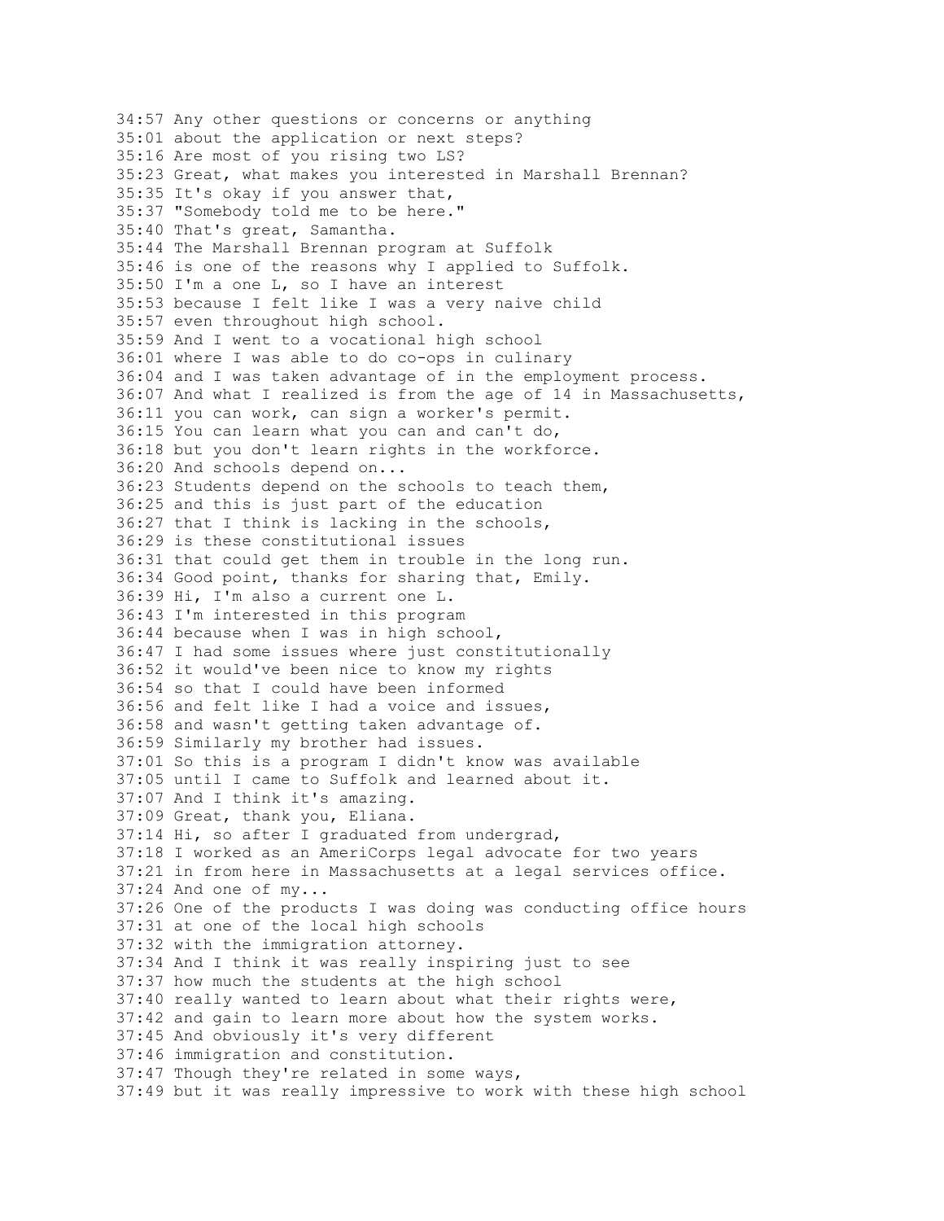34:57 Any other questions or concerns or anything
35:01 about the application or next steps?
35:16 Are most of you rising two LS?
35:23 Great, what makes you interested in Marshall Brennan?
35:35 It's okay if you answer that,
35:37 "Somebody told me to be here."
35:40 That's great, Samantha.
35:44 The Marshall Brennan program at Suffolk
35:46 is one of the reasons why I applied to Suffolk.
35:50 I'm a one L, so I have an interest
35:53 because I felt like I was a very naive child
35:57 even throughout high school.
35:59 And I went to a vocational high school
36:01 where I was able to do co-ops in culinary
36:04 and I was taken advantage of in the employment process.
36:07 And what I realized is from the age of 14 in Massachusetts,
36:11 you can work, can sign a worker's permit.
36:15 You can learn what you can and can't do,
36:18 but you don't learn rights in the workforce.
36:20 And schools depend on...
36:23 Students depend on the schools to teach them,
36:25 and this is just part of the education
36:27 that I think is lacking in the schools,
36:29 is these constitutional issues
36:31 that could get them in trouble in the long run.
36:34 Good point, thanks for sharing that, Emily.
36:39 Hi, I'm also a current one L.
36:43 I'm interested in this program
36:44 because when I was in high school,
36:47 I had some issues where just constitutionally
36:52 it would've been nice to know my rights
36:54 so that I could have been informed
36:56 and felt like I had a voice and issues,
36:58 and wasn't getting taken advantage of.
36:59 Similarly my brother had issues.
37:01 So this is a program I didn't know was available
37:05 until I came to Suffolk and learned about it.
37:07 And I think it's amazing.
37:09 Great, thank you, Eliana.
37:14 Hi, so after I graduated from undergrad,
37:18 I worked as an AmeriCorps legal advocate for two years
37:21 in from here in Massachusetts at a legal services office.
37:24 And one of my...
37:26 One of the products I was doing was conducting office hours
37:31 at one of the local high schools
37:32 with the immigration attorney.
37:34 And I think it was really inspiring just to see
37:37 how much the students at the high school
37:40 really wanted to learn about what their rights were,
37:42 and gain to learn more about how the system works.
37:45 And obviously it's very different
37:46 immigration and constitution.
37:47 Though they're related in some ways,
37:49 but it was really impressive to work with these high school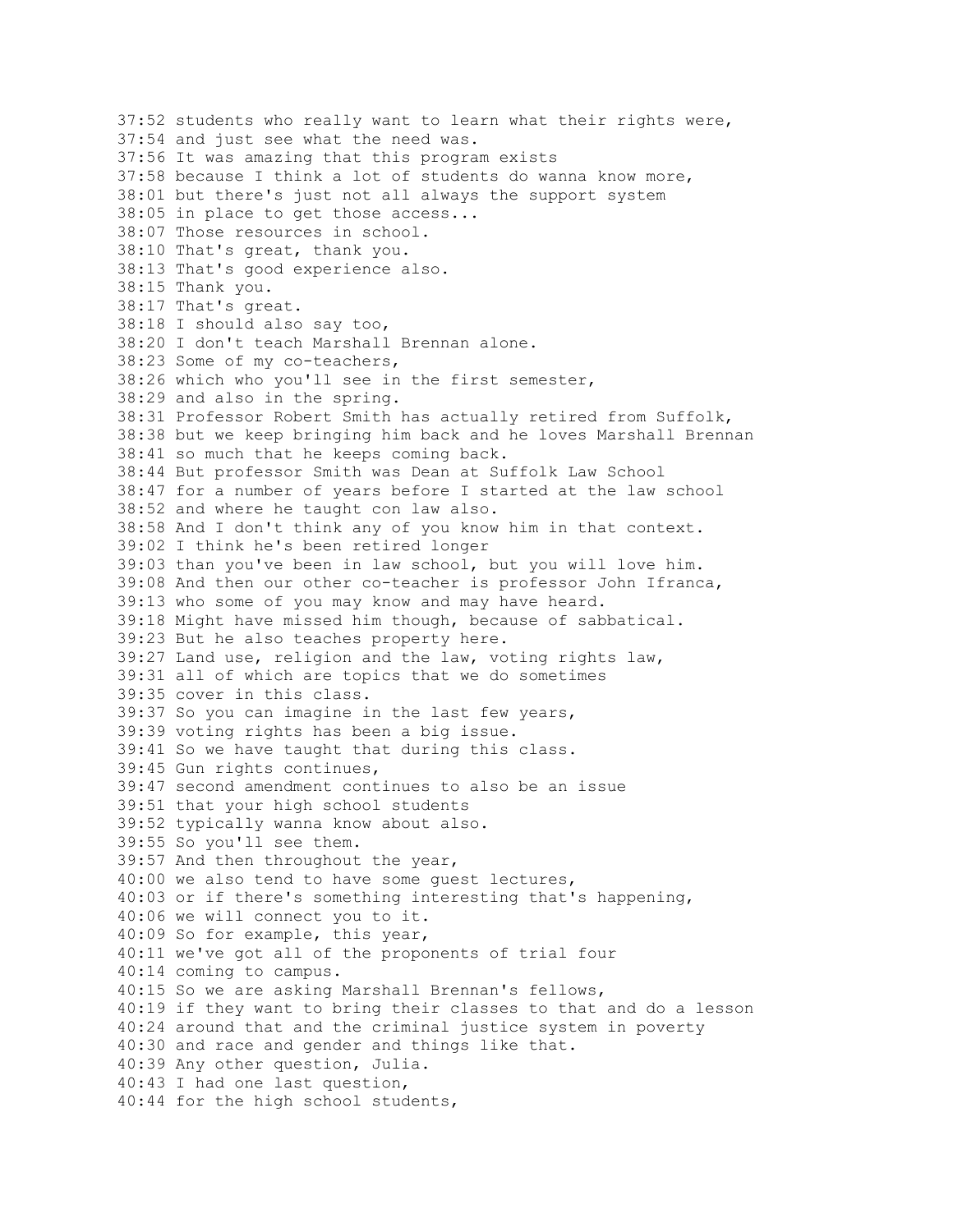37:52 students who really want to learn what their rights were,
37:54 and just see what the need was.
37:56 It was amazing that this program exists
37:58 because I think a lot of students do wanna know more,
38:01 but there's just not all always the support system
38:05 in place to get those access...
38:07 Those resources in school.
38:10 That's great, thank you.
38:13 That's good experience also.
38:15 Thank you.
38:17 That's great.
38:18 I should also say too,
38:20 I don't teach Marshall Brennan alone.
38:23 Some of my co-teachers,
38:26 which who you'll see in the first semester,
38:29 and also in the spring.
38:31 Professor Robert Smith has actually retired from Suffolk,
38:38 but we keep bringing him back and he loves Marshall Brennan
38:41 so much that he keeps coming back.
38:44 But professor Smith was Dean at Suffolk Law School
38:47 for a number of years before I started at the law school
38:52 and where he taught con law also.
38:58 And I don't think any of you know him in that context.
39:02 I think he's been retired longer
39:03 than you've been in law school, but you will love him.
39:08 And then our other co-teacher is professor John Ifranca,
39:13 who some of you may know and may have heard.
39:18 Might have missed him though, because of sabbatical.
39:23 But he also teaches property here.
39:27 Land use, religion and the law, voting rights law,
39:31 all of which are topics that we do sometimes
39:35 cover in this class.
39:37 So you can imagine in the last few years,
39:39 voting rights has been a big issue.
39:41 So we have taught that during this class.
39:45 Gun rights continues,
39:47 second amendment continues to also be an issue
39:51 that your high school students
39:52 typically wanna know about also.
39:55 So you'll see them.
39:57 And then throughout the year,
40:00 we also tend to have some guest lectures,
40:03 or if there's something interesting that's happening,
40:06 we will connect you to it.
40:09 So for example, this year,
40:11 we've got all of the proponents of trial four
40:14 coming to campus.
40:15 So we are asking Marshall Brennan's fellows,
40:19 if they want to bring their classes to that and do a lesson
40:24 around that and the criminal justice system in poverty
40:30 and race and gender and things like that.
40:39 Any other question, Julia.
40:43 I had one last question,
40:44 for the high school students,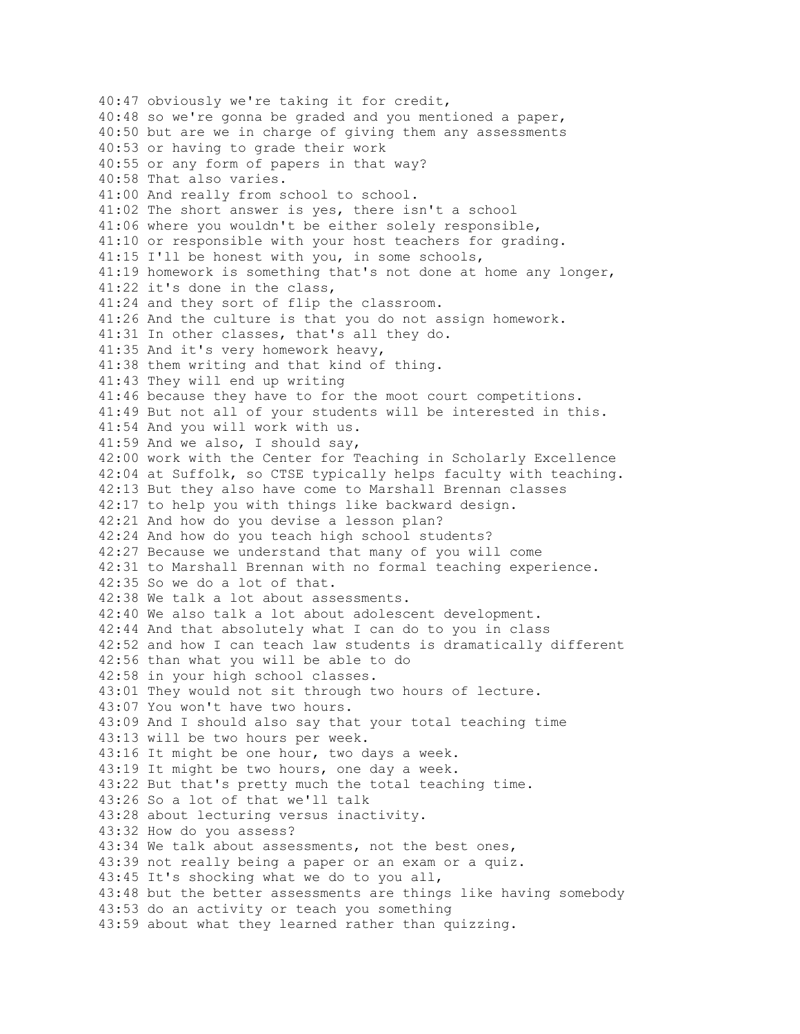40:47 obviously we're taking it for credit,
40:48 so we're gonna be graded and you mentioned a paper,
40:50 but are we in charge of giving them any assessments
40:53 or having to grade their work
40:55 or any form of papers in that way?
40:58 That also varies.
41:00 And really from school to school.
41:02 The short answer is yes, there isn't a school
41:06 where you wouldn't be either solely responsible,
41:10 or responsible with your host teachers for grading.
41:15 I'll be honest with you, in some schools,
41:19 homework is something that's not done at home any longer,
41:22 it's done in the class,
41:24 and they sort of flip the classroom.
41:26 And the culture is that you do not assign homework.
41:31 In other classes, that's all they do.
41:35 And it's very homework heavy,
41:38 them writing and that kind of thing.
41:43 They will end up writing
41:46 because they have to for the moot court competitions.
41:49 But not all of your students will be interested in this.
41:54 And you will work with us.
41:59 And we also, I should say,
42:00 work with the Center for Teaching in Scholarly Excellence
42:04 at Suffolk, so CTSE typically helps faculty with teaching.
42:13 But they also have come to Marshall Brennan classes
42:17 to help you with things like backward design.
42:21 And how do you devise a lesson plan?
42:24 And how do you teach high school students?
42:27 Because we understand that many of you will come
42:31 to Marshall Brennan with no formal teaching experience.
42:35 So we do a lot of that.
42:38 We talk a lot about assessments.
42:40 We also talk a lot about adolescent development.
42:44 And that absolutely what I can do to you in class
42:52 and how I can teach law students is dramatically different
42:56 than what you will be able to do
42:58 in your high school classes.
43:01 They would not sit through two hours of lecture.
43:07 You won't have two hours.
43:09 And I should also say that your total teaching time
43:13 will be two hours per week.
43:16 It might be one hour, two days a week.
43:19 It might be two hours, one day a week.
43:22 But that's pretty much the total teaching time.
43:26 So a lot of that we'll talk
43:28 about lecturing versus inactivity.
43:32 How do you assess?
43:34 We talk about assessments, not the best ones,
43:39 not really being a paper or an exam or a quiz.
43:45 It's shocking what we do to you all,
43:48 but the better assessments are things like having somebody
43:53 do an activity or teach you something
43:59 about what they learned rather than quizzing.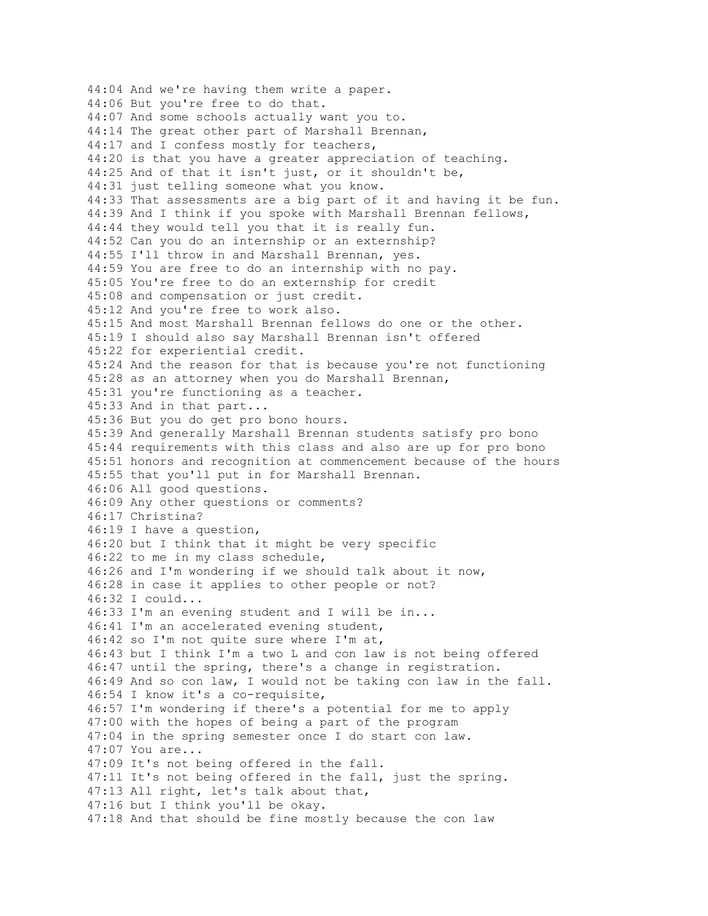44:04 And we're having them write a paper.
44:06 But you're free to do that.
44:07 And some schools actually want you to.
44:14 The great other part of Marshall Brennan,
44:17 and I confess mostly for teachers,
44:20 is that you have a greater appreciation of teaching.
44:25 And of that it isn't just, or it shouldn't be,
44:31 just telling someone what you know.
44:33 That assessments are a big part of it and having it be fun.
44:39 And I think if you spoke with Marshall Brennan fellows,
44:44 they would tell you that it is really fun.
44:52 Can you do an internship or an externship?
44:55 I'll throw in and Marshall Brennan, yes.
44:59 You are free to do an internship with no pay.
45:05 You're free to do an externship for credit
45:08 and compensation or just credit.
45:12 And you're free to work also.
45:15 And most Marshall Brennan fellows do one or the other.
45:19 I should also say Marshall Brennan isn't offered
45:22 for experiential credit.
45:24 And the reason for that is because you're not functioning
45:28 as an attorney when you do Marshall Brennan,
45:31 you're functioning as a teacher.
45:33 And in that part...
45:36 But you do get pro bono hours.
45:39 And generally Marshall Brennan students satisfy pro bono
45:44 requirements with this class and also are up for pro bono
45:51 honors and recognition at commencement because of the hours
45:55 that you'll put in for Marshall Brennan.
46:06 All good questions.
46:09 Any other questions or comments?
46:17 Christina?
46:19 I have a question,
46:20 but I think that it might be very specific
46:22 to me in my class schedule,
46:26 and I'm wondering if we should talk about it now,
46:28 in case it applies to other people or not?
46:32 I could...
46:33 I'm an evening student and I will be in...
46:41 I'm an accelerated evening student,
46:42 so I'm not quite sure where I'm at,
46:43 but I think I'm a two L and con law is not being offered
46:47 until the spring, there's a change in registration.
46:49 And so con law, I would not be taking con law in the fall.
46:54 I know it's a co-requisite,
46:57 I'm wondering if there's a potential for me to apply
47:00 with the hopes of being a part of the program
47:04 in the spring semester once I do start con law.
47:07 You are...
47:09 It's not being offered in the fall.
47:11 It's not being offered in the fall, just the spring.
47:13 All right, let's talk about that,
47:16 but I think you'll be okay.
47:18 And that should be fine mostly because the con law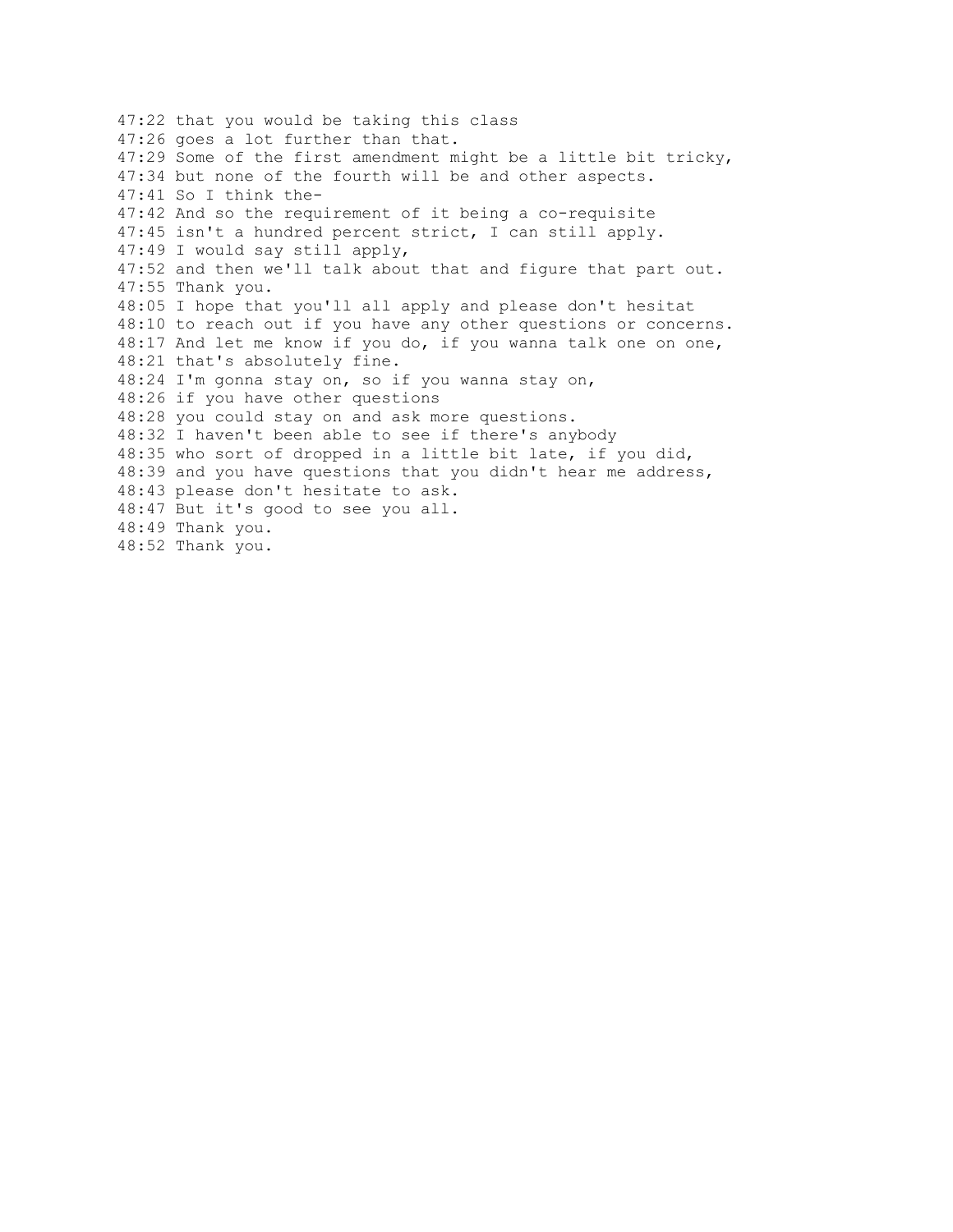47:22 that you would be taking this class
47:26 goes a lot further than that.
47:29 Some of the first amendment might be a little bit tricky,
47:34 but none of the fourth will be and other aspects.
47:41 So I think the-
47:42 And so the requirement of it being a co-requisite
47:45 isn't a hundred percent strict, I can still apply.
47:49 I would say still apply,
47:52 and then we'll talk about that and figure that part out.
47:55 Thank you.
48:05 I hope that you'll all apply and please don't hesitat
48:10 to reach out if you have any other questions or concerns.
48:17 And let me know if you do, if you wanna talk one on one,
48:21 that's absolutely fine.
48:24 I'm gonna stay on, so if you wanna stay on,
48:26 if you have other questions
48:28 you could stay on and ask more questions.
48:32 I haven't been able to see if there's anybody
48:35 who sort of dropped in a little bit late, if you did,
48:39 and you have questions that you didn't hear me address,
48:43 please don't hesitate to ask.
48:47 But it's good to see you all.
48:49 Thank you.
48:52 Thank you.